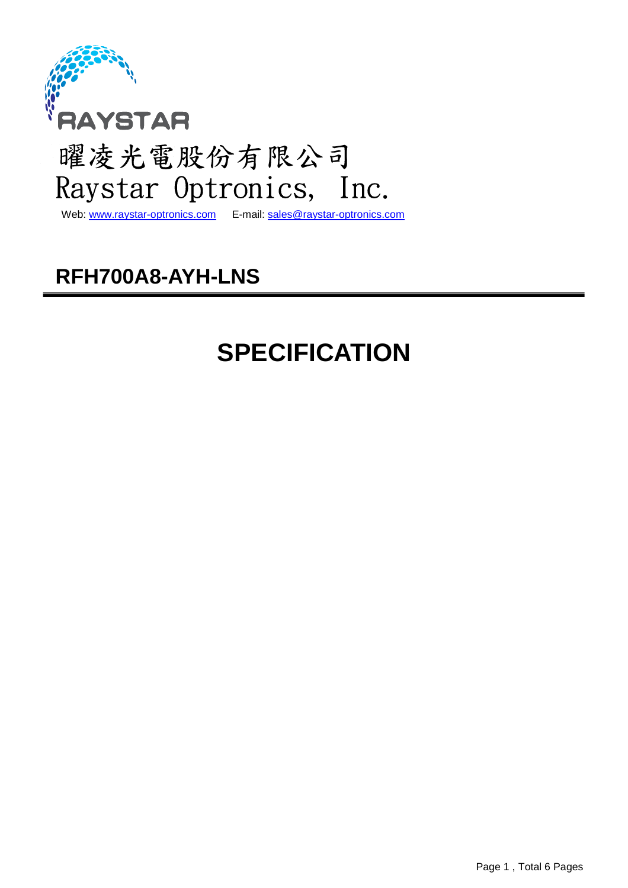RAYSTAR

曜凌光電股份有限公司

Raystar Optronics, Inc.

Web: www.raystar-optronics.com E-mail: sales@raystar-optronics.com

# RFH700A8-AYH-LNS

# SPECIFICATION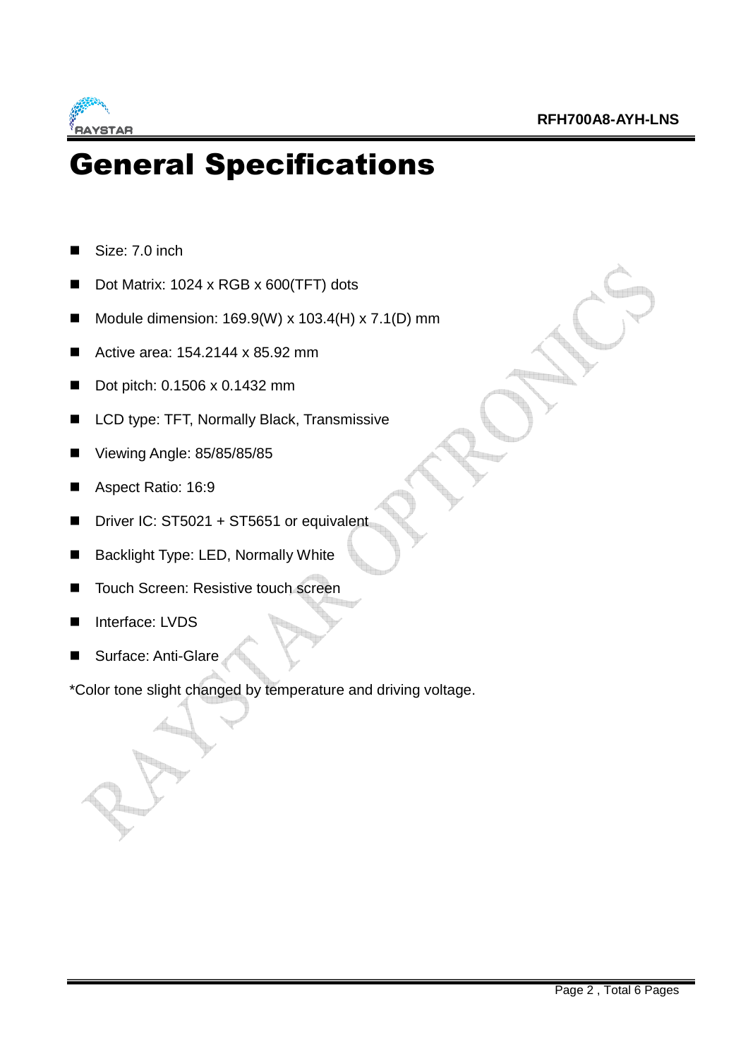# General Specifications

- Size: 7.0 inch
- Dot Matrix: 1024 x RGB x 600(TFT) dots
- Module dimension: 169.9(W) x 103.4(H) x 7.1(D) mm
- Active area: 154.2144 x 85.92 mm
- Dot pitch: 0.1506 x 0.1432 mm
- LCD type: TFT, Normally Black, Transmissive
- Viewing Angle: 85/85/85/85
- Aspect Ratio: 16:9
- Driver IC: ST5021 + ST5651 or equivalent
- Backlight Type: LED, Normally White
- Touch Screen: Resistive touch screen
- Interface: LVDS
- Surface: Anti-Glare

*Color tone slight changed by temperature and driving voltage.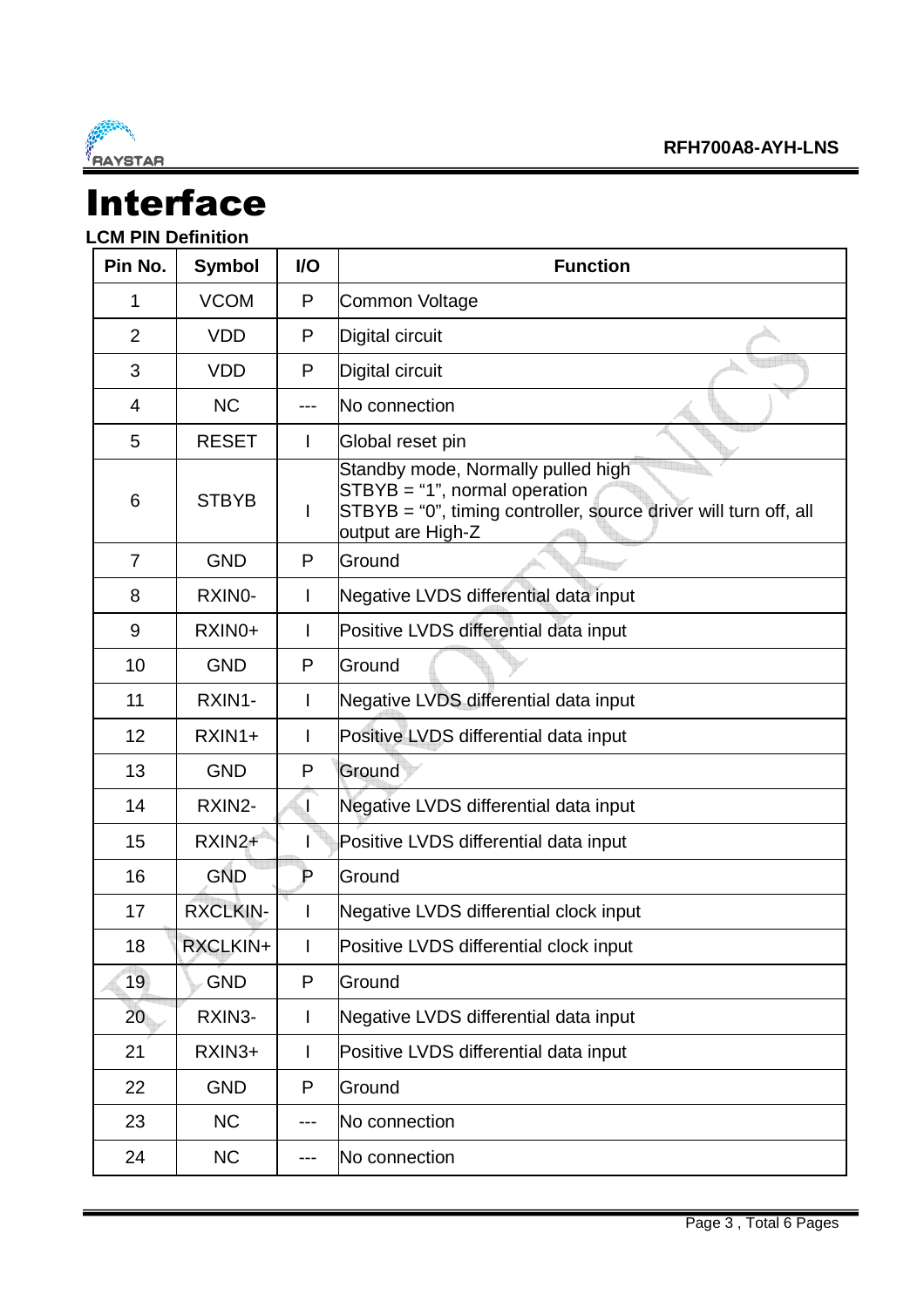# Interface

### LCM PIN Definition

| Pin No. | Symbol | I/O | Function |
|---|---|---|---|
| 1 | VCOM | P | Common Voltage |
| 2 | VDD | P | Digital circuit |
| 3 | VDD | P | Digital circuit |
| 4 | NC | --- | No connection |
| 5 | RESET | I | Global reset pin |
| 6 | STBYB | I | Standby mode, Normally pulled high<br>STBYB = “1”, normal operation<br>STBYB = “0”, timing controller, source driver will turn off, all output are High-Z |
| 7 | GND | P | Ground |
| 8 | RXIN0- | I | Negative LVDS differential data input |
| 9 | RXIN0+ | I | Positive LVDS differential data input |
| 10 | GND | P | Ground |
| 11 | RXIN1- | I | Negative LVDS differential data input |
| 12 | RXIN1+ | I | Positive LVDS differential data input |
| 13 | GND | P | Ground |
| 14 | RXIN2- | I | Negative LVDS differential data input |
| 15 | RXIN2+ | I | Positive LVDS differential data input |
| 16 | GND | P | Ground |
| 17 | RXCLKIN- | I | Negative LVDS differential clock input |
| 18 | RXCLKIN+ | I | Positive LVDS differential clock input |
| 19 | GND | P | Ground |
| 20 | RXIN3- | I | Negative LVDS differential data input |
| 21 | RXIN3+ | I | Positive LVDS differential data input |
| 22 | GND | P | Ground |
| 23 | NC | --- | No connection |
| 24 | NC | --- | No connection |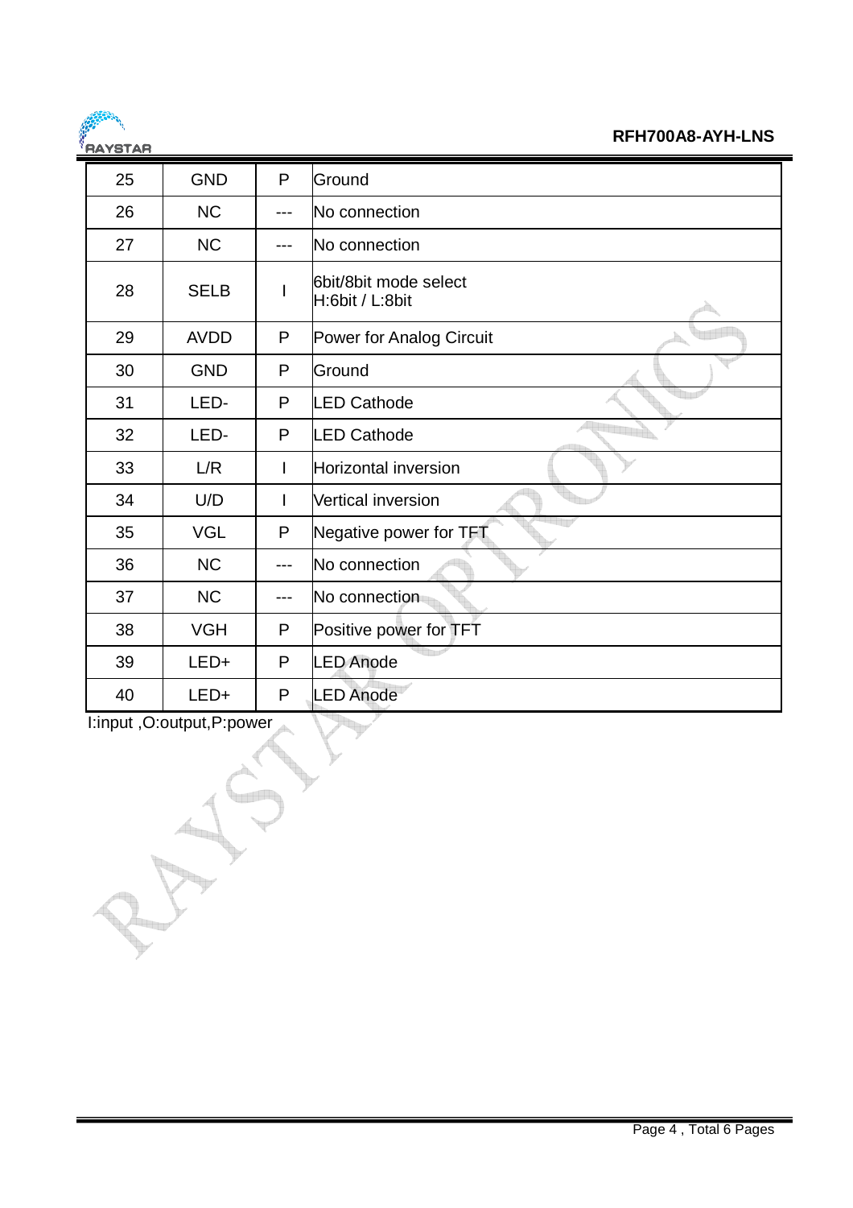| 25 | GND | P | Ground |
|---|---|---|---|
| 26 | NC | --- | No connection |
| 27 | NC | --- | No connection |
| 28 | SELB | I | 6bit/8bit mode select<br>H:6bit / L:8bit |
| 29 | AVDD | P | Power for Analog Circuit |
| 30 | GND | P | Ground |
| 31 | LED- | P | LED Cathode |
| 32 | LED- | P | LED Cathode |
| 33 | L/R | I | Horizontal inversion |
| 34 | U/D | I | Vertical inversion |
| 35 | VGL | P | Negative power for TFT |
| 36 | NC | --- | No connection |
| 37 | NC | --- | No connection |
| 38 | VGH | P | Positive power for TFT |
| 39 | LED+ | P | LED Anode |
| 40 | LED+ | P | LED Anode |

I:input ,O:output,P:power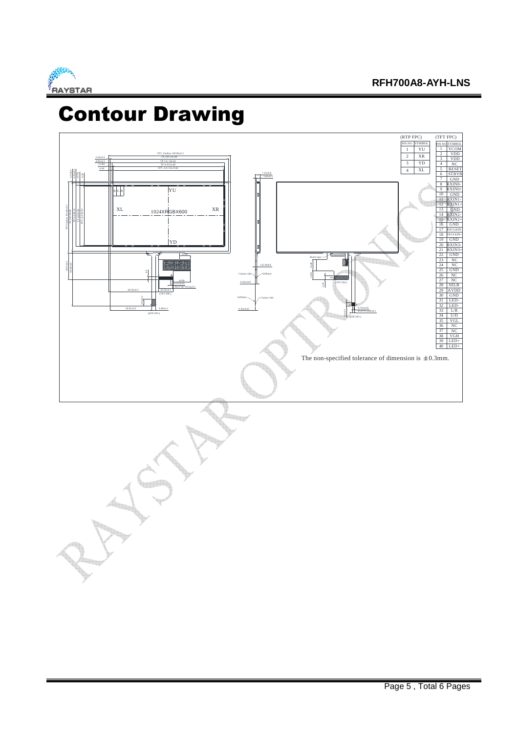# Contour Drawing

| PIN NO | SYMBOL |
|---|---|
| 1 | YU |
| 2 | XR |
| 3 | YD |
| 4 | XL |

(RTP FPC)

| PIN NO | SYMBOL |
|---|---|
| 1 | VCOM |
| 2 | VDD |
| 3 | VDD |
| 4 | NC |
| 5 | RESET |
| 6 | STBYB |
| 7 | GND |
| 8 | RXIN0- |
| 9 | RXIN0+ |
| 10 | GND |
| 11 | RXIN1- |
| 12 | RXIN1+ |
| 13 | GND |
| 14 | RXIN2- |
| 15 | RXIN2+ |
| 16 | GND |
| 17 | RXCLKIN- |
| 18 | RXCLKIN+ |
| 19 | GND |
| 20 | RXIN3- |
| 21 | RXIN3+ |
| 22 | GND |
| 23 | NC |
| 24 | NC |
| 25 | GND |
| 26 | NC |
| 27 | NC |
| 28 | SELB |
| 29 | AVDD |
| 30 | GND |
| 31 | LED- |
| 32 | LED- |
| 33 | L/R |
| 34 | U/D |
| 35 | VGL |
| 36 | NC |
| 37 | NC |
| 38 | VGH |
| 39 | LED+ |
| 40 | LED+ |

(TFT FPC)

The non-specified tolerance of dimension is ±0.3mm.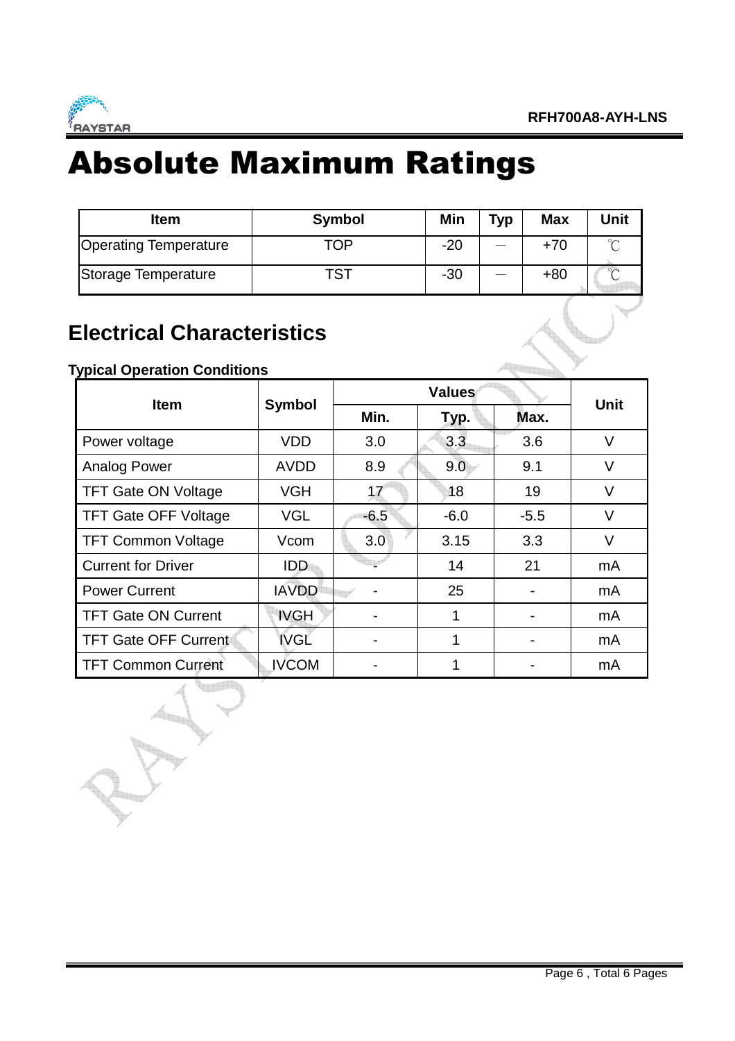# Absolute Maximum Ratings

| Item | Symbol | Min | Typ | Max | Unit |
|---|---|---|---|---|---|
| Operating Temperature | TOP | -20 | — | +70 | ℃ |
| Storage Temperature | TST | -30 | — | +80 | ℃ |

## Electrical Characteristics

### Typical Operation Conditions

| Item | Symbol | Values | | | Unit |
|---|---|---|---|---|---|
| | | Min. | Typ. | Max. | |
| Power voltage | VDD | 3.0 | 3.3 | 3.6 | V |
| Analog Power | AVDD | 8.9 | 9.0 | 9.1 | V |
| TFT Gate ON Voltage | VGH | 17 | 18 | 19 | V |
| TFT Gate OFF Voltage | VGL | -6.5 | -6.0 | -5.5 | V |
| TFT Common Voltage | Vcom | 3.0 | 3.15 | 3.3 | V |
| Current for Driver | IDD | - | 14 | 21 | mA |
| Power Current | IAVDD | - | 25 | - | mA |
| TFT Gate ON Current | IVGH | - | 1 | - | mA |
| TFT Gate OFF Current | IVGL | - | 1 | - | mA |
| TFT Common Current | IVCOM | - | 1 | - | mA |